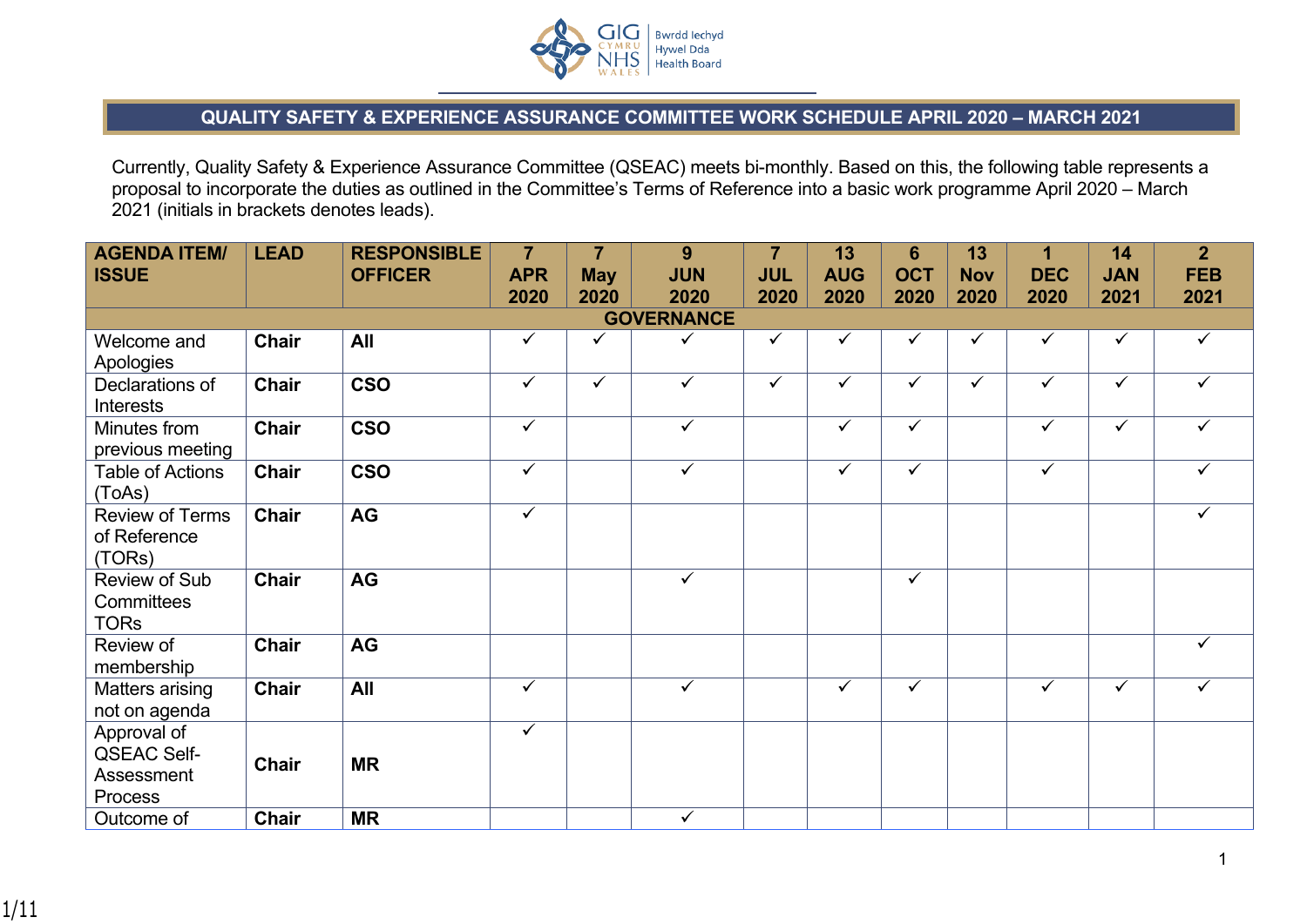# QUALITY SAFETY & EXPERIENCE ASSURANCE COMMITTEE WORK SCHEDULE APRIL 2020 – MARCH 2021

Currently, Quality Safety & Experience Assurance Committee (QSEAC) meets bi-monthly. Based on this, the following table represents a proposal to incorporate the duties as outlined in the Committee's Terms of Reference into a basic work programme April 2020 – March 2021 (initials in brackets denotes leads).

| AGENDA ITEM/ ISSUE | LEAD | RESPONSIBLE OFFICER | 7 APR 2020 | 7 May 2020 | 9 JUN 2020 | 7 JUL 2020 | 13 AUG 2020 | 6 OCT 2020 | 13 Nov 2020 | 1 DEC 2020 | 14 JAN 2021 | 2 FEB 2021 |
|---|---|---|---|---|---|---|---|---|---|---|---|---|
| **GOVERNANCE** | | | | | | | | | | | | |
| Welcome and Apologies | **Chair** | **All** | ✓ | ✓ | ✓ | ✓ | ✓ | ✓ | ✓ | ✓ | ✓ | ✓ |
| Declarations of Interests | **Chair** | **CSO** | ✓ | ✓ | ✓ | ✓ | ✓ | ✓ | ✓ | ✓ | ✓ | ✓ |
| Minutes from previous meeting | **Chair** | **CSO** | ✓ | | ✓ | | ✓ | ✓ | | ✓ | ✓ | ✓ |
| Table of Actions (ToAs) | **Chair** | **CSO** | ✓ | | ✓ | | ✓ | ✓ | | ✓ | | ✓ |
| Review of Terms of Reference (TORs) | **Chair** | **AG** | ✓ | | | | | | | | | ✓ |
| Review of Sub Committees TORs | **Chair** | **AG** | | | ✓ | | | ✓ | | | | |
| Review of membership | **Chair** | **AG** | | | | | | | | | | ✓ |
| Matters arising not on agenda | **Chair** | **All** | ✓ | | ✓ | | ✓ | ✓ | | ✓ | ✓ | ✓ |
| Approval of QSEAC Self-Assessment Process | **Chair** | **MR** | ✓ | | | | | | | | | |
| Outcome of | **Chair** | **MR** | | | ✓ | | | | | | | |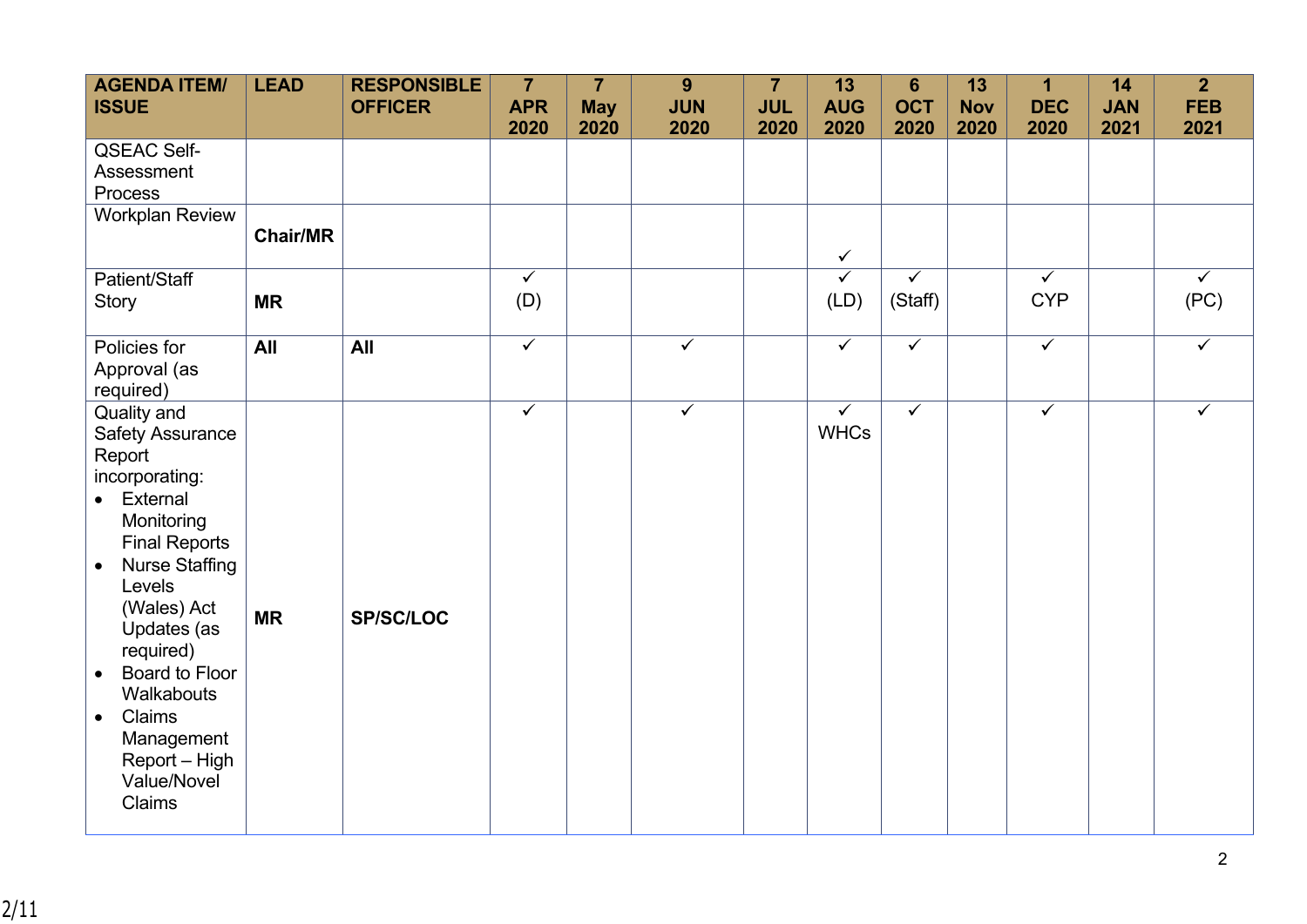| AGENDA ITEM/ ISSUE | LEAD | RESPONSIBLE OFFICER | 7 APR 2020 | 7 May 2020 | 9 JUN 2020 | 7 JUL 2020 | 13 AUG 2020 | 6 OCT 2020 | 13 Nov 2020 | 1 DEC 2020 | 14 JAN 2021 | 2 FEB 2021 |
|---|---|---|---|---|---|---|---|---|---|---|---|---|
| QSEAC Self-Assessment Process | | | | | | | | | | | | |
| Workplan Review | **Chair/MR** | | | | | | ✓ | | | | | |
| Patient/Staff Story | **MR** | | ✓ (D) | | | | ✓ (LD) | ✓ (Staff) | | ✓ CYP | | ✓ (PC) |
| Policies for Approval (as required) | **All** | **All** | ✓ | | ✓ | | ✓ | ✓ | | ✓ | | ✓ |
| Quality and Safety Assurance Report incorporating:<br>• External Monitoring Final Reports<br>• Nurse Staffing Levels (Wales) Act Updates (as required)<br>• Board to Floor Walkabouts<br>• Claims Management Report – High Value/Novel Claims | **MR** | **SP/SC/LOC** | ✓ | | ✓ | | ✓ WHCs | ✓ | | ✓ | | ✓ |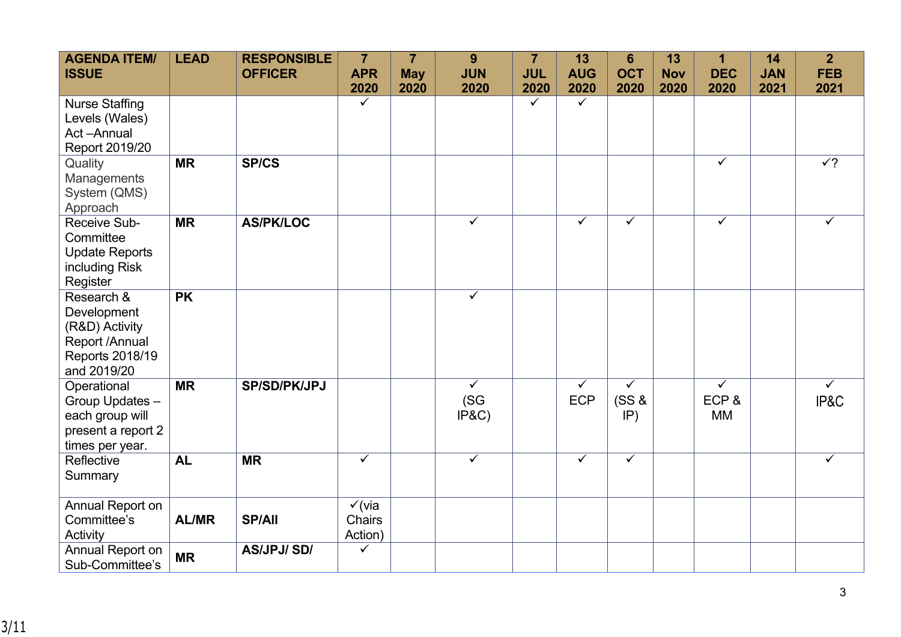| AGENDA ITEM/ ISSUE | LEAD | RESPONSIBLE OFFICER | 7 APR 2020 | 7 May 2020 | 9 JUN 2020 | 7 JUL 2020 | 13 AUG 2020 | 6 OCT 2020 | 13 Nov 2020 | 1 DEC 2020 | 14 JAN 2021 | 2 FEB 2021 |
|---|---|---|---|---|---|---|---|---|---|---|---|---|
| Nurse Staffing Levels (Wales) Act –Annual Report 2019/20 | | | ✓ | | | ✓ | ✓ | | | | | |
| Quality Managements System (QMS) Approach | **MR** | **SP/CS** | | | | | | | | ✓ | | ✓? |
| Receive Sub-Committee Update Reports including Risk Register | **MR** | **AS/PK/LOC** | | | ✓ | | ✓ | ✓ | | ✓ | | ✓ |
| Research & Development (R&D) Activity Report /Annual Reports 2018/19 and 2019/20 | **PK** | | | | ✓ | | | | | | | |
| Operational Group Updates – each group will present a report 2 times per year. | **MR** | **SP/SD/PK/JPJ** | | | ✓ (SG IP&C) | | ✓ ECP | ✓ (SS & IP) | | ✓ ECP & MM | | ✓ IP&C |
| Reflective Summary | **AL** | **MR** | ✓ | | ✓ | | ✓ | ✓ | | | | ✓ |
| Annual Report on Committee's Activity | **AL/MR** | **SP/All** | ✓(via Chairs Action) | | | | | | | | | |
| Annual Report on Sub-Committee's | **MR** | **AS/JPJ/ SD/** | ✓ | | | | | | | | | |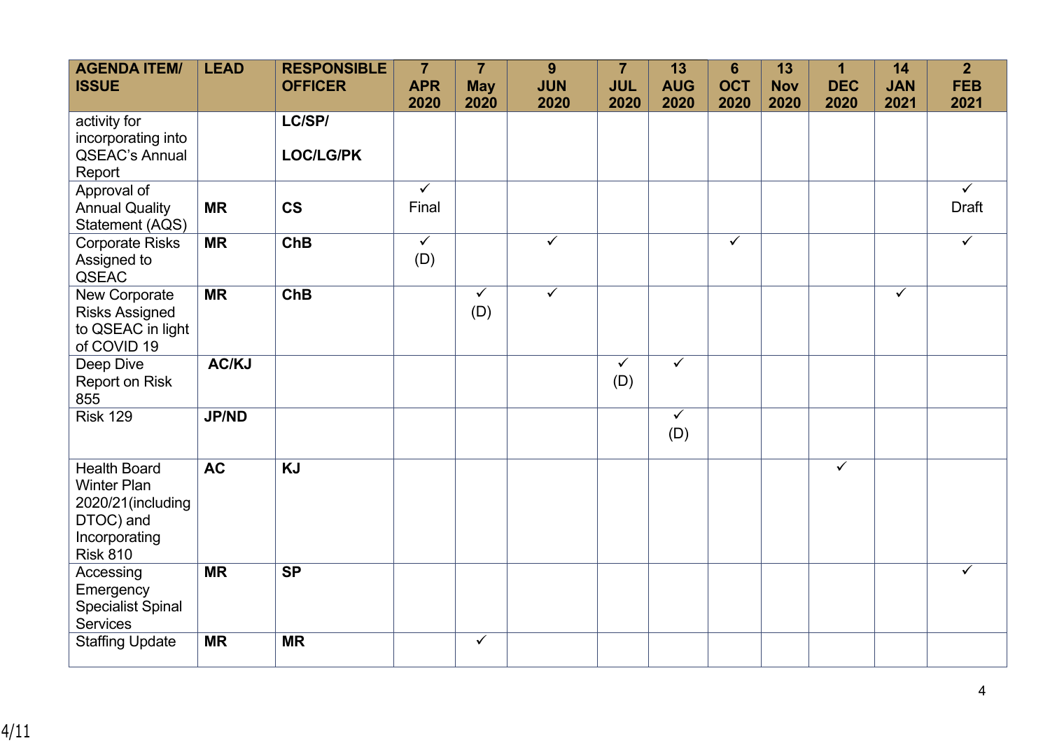| AGENDA ITEM/ ISSUE | LEAD | RESPONSIBLE OFFICER | 7 APR 2020 | 7 May 2020 | 9 JUN 2020 | 7 JUL 2020 | 13 AUG 2020 | 6 OCT 2020 | 13 Nov 2020 | 1 DEC 2020 | 14 JAN 2021 | 2 FEB 2021 |
|---|---|---|---|---|---|---|---|---|---|---|---|---|
| activity for incorporating into QSEAC's Annual Report | | **LC/SP/ LOC/LG/PK** | | | | | | | | | | |
| Approval of Annual Quality Statement (AQS) | **MR** | **CS** | ✓ Final | | | | | | | | | ✓ Draft |
| Corporate Risks Assigned to QSEAC | **MR** | **ChB** | ✓ (D) | | ✓ | | | ✓ | | | | ✓ |
| New Corporate Risks Assigned to QSEAC in light of COVID 19 | **MR** | **ChB** | | ✓ (D) | ✓ | | | | | | ✓ | |
| Deep Dive Report on Risk 855 | **AC/KJ** | | | | | ✓ (D) | ✓ | | | | | |
| Risk 129 | **JP/ND** | | | | | | ✓ (D) | | | | | |
| Health Board Winter Plan 2020/21(including DTOC) and Incorporating Risk 810 | **AC** | **KJ** | | | | | | | | ✓ | | |
| Accessing Emergency Specialist Spinal Services | **MR** | **SP** | | | | | | | | | | ✓ |
| Staffing Update | **MR** | **MR** | | ✓ | | | | | | | | |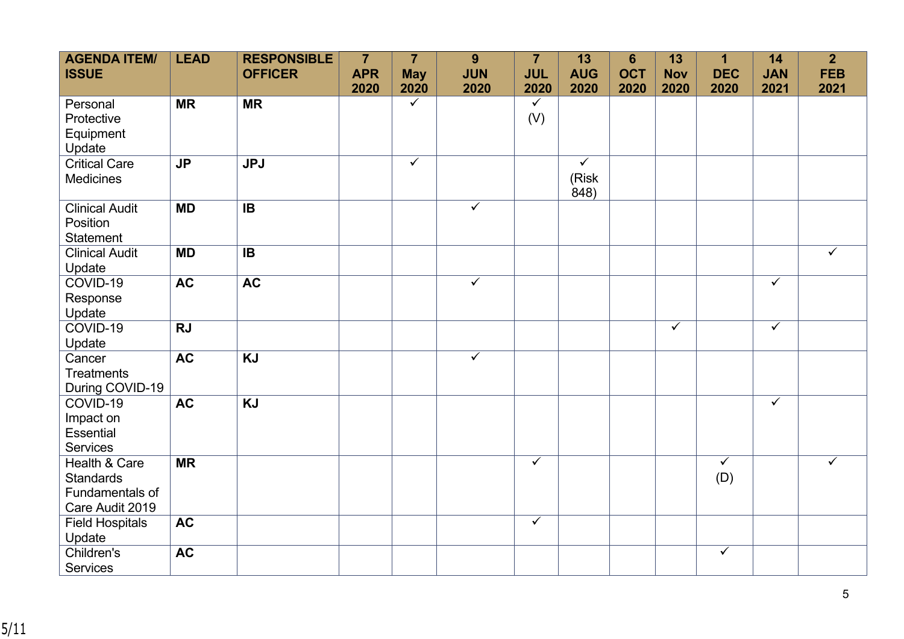| AGENDA ITEM/ ISSUE | LEAD | RESPONSIBLE OFFICER | 7 APR 2020 | 7 May 2020 | 9 JUN 2020 | 7 JUL 2020 | 13 AUG 2020 | 6 OCT 2020 | 13 Nov 2020 | 1 DEC 2020 | 14 JAN 2021 | 2 FEB 2021 |
|---|---|---|---|---|---|---|---|---|---|---|---|---|
| Personal Protective Equipment Update | **MR** | **MR** | | ✓ | | ✓ (V) | | | | | | |
| Critical Care Medicines | **JP** | **JPJ** | | ✓ | | | ✓ (Risk 848) | | | | | |
| Clinical Audit Position Statement | **MD** | **IB** | | | ✓ | | | | | | | |
| Clinical Audit Update | **MD** | **IB** | | | | | | | | | | ✓ |
| COVID-19 Response Update | **AC** | **AC** | | | ✓ | | | | | | ✓ | |
| COVID-19 Update | **RJ** | | | | | | | | ✓ | | ✓ | |
| Cancer Treatments During COVID-19 | **AC** | **KJ** | | | ✓ | | | | | | | |
| COVID-19 Impact on Essential Services | **AC** | **KJ** | | | | | | | | | ✓ | |
| Health & Care Standards Fundamentals of Care Audit 2019 | **MR** | | | | | ✓ | | | | ✓ (D) | | ✓ |
| Field Hospitals Update | **AC** | | | | | ✓ | | | | | | |
| Children's Services | **AC** | | | | | | | | | ✓ | | |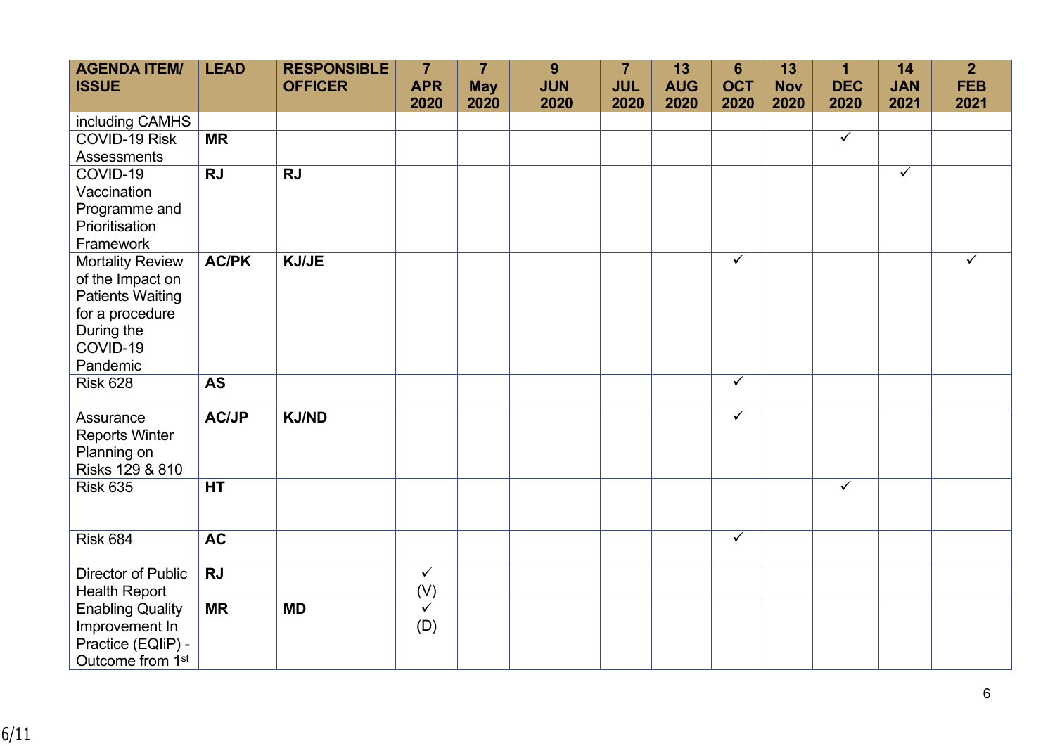| AGENDA ITEM/ ISSUE | LEAD | RESPONSIBLE OFFICER | 7 APR 2020 | 7 May 2020 | 9 JUN 2020 | 7 JUL 2020 | 13 AUG 2020 | 6 OCT 2020 | 13 Nov 2020 | 1 DEC 2020 | 14 JAN 2021 | 2 FEB 2021 |
|---|---|---|---|---|---|---|---|---|---|---|---|---|
| including CAMHS | | | | | | | | | | | | |
| COVID-19 Risk Assessments | **MR** | | | | | | | | | ✓ | | |
| COVID-19 Vaccination Programme and Prioritisation Framework | **RJ** | **RJ** | | | | | | | | | ✓ | |
| Mortality Review of the Impact on Patients Waiting for a procedure During the COVID-19 Pandemic | **AC/PK** | **KJ/JE** | | | | | | ✓ | | | | ✓ |
| Risk 628 | **AS** | | | | | | | ✓ | | | | |
| Assurance Reports Winter Planning on Risks 129 & 810 | **AC/JP** | **KJ/ND** | | | | | | ✓ | | | | |
| Risk 635 | **HT** | | | | | | | | | ✓ | | |
| Risk 684 | **AC** | | | | | | | ✓ | | | | |
| Director of Public Health Report | **RJ** | | ✓ (V) | | | | | | | | | |
| Enabling Quality Improvement In Practice (EQIiP) - Outcome from 1st | **MR** | **MD** | ✓ (D) | | | | | | | | | |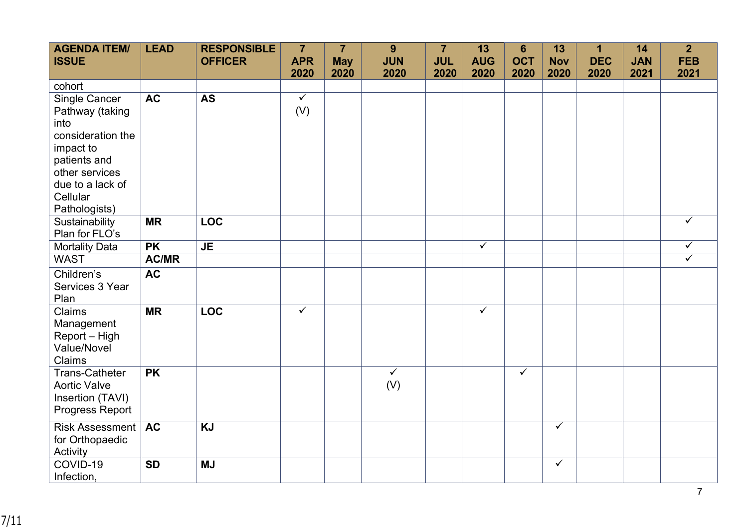| AGENDA ITEM/ ISSUE | LEAD | RESPONSIBLE OFFICER | 7 APR 2020 | 7 May 2020 | 9 JUN 2020 | 7 JUL 2020 | 13 AUG 2020 | 6 OCT 2020 | 13 Nov 2020 | 1 DEC 2020 | 14 JAN 2021 | 2 FEB 2021 |
|---|---|---|---|---|---|---|---|---|---|---|---|---|
| cohort | | | | | | | | | | | | |
| Single Cancer Pathway (taking into consideration the impact to patients and other services due to a lack of Cellular Pathologists) | **AC** | **AS** | ✓ (V) | | | | | | | | | |
| Sustainability Plan for FLO's | **MR** | **LOC** | | | | | | | | | | ✓ |
| Mortality Data | **PK** | **JE** | | | | | ✓ | | | | | ✓ |
| WAST | **AC/MR** | | | | | | | | | | | ✓ |
| Children's Services 3 Year Plan | **AC** | | | | | | | | | | | |
| Claims Management Report – High Value/Novel Claims | **MR** | **LOC** | ✓ | | | | ✓ | | | | | |
| Trans-Catheter Aortic Valve Insertion (TAVI) Progress Report | **PK** | | | | ✓ (V) | | | ✓ | | | | |
| Risk Assessment for Orthopaedic Activity | **AC** | **KJ** | | | | | | | ✓ | | | |
| COVID-19 Infection, | **SD** | **MJ** | | | | | | | ✓ | | | |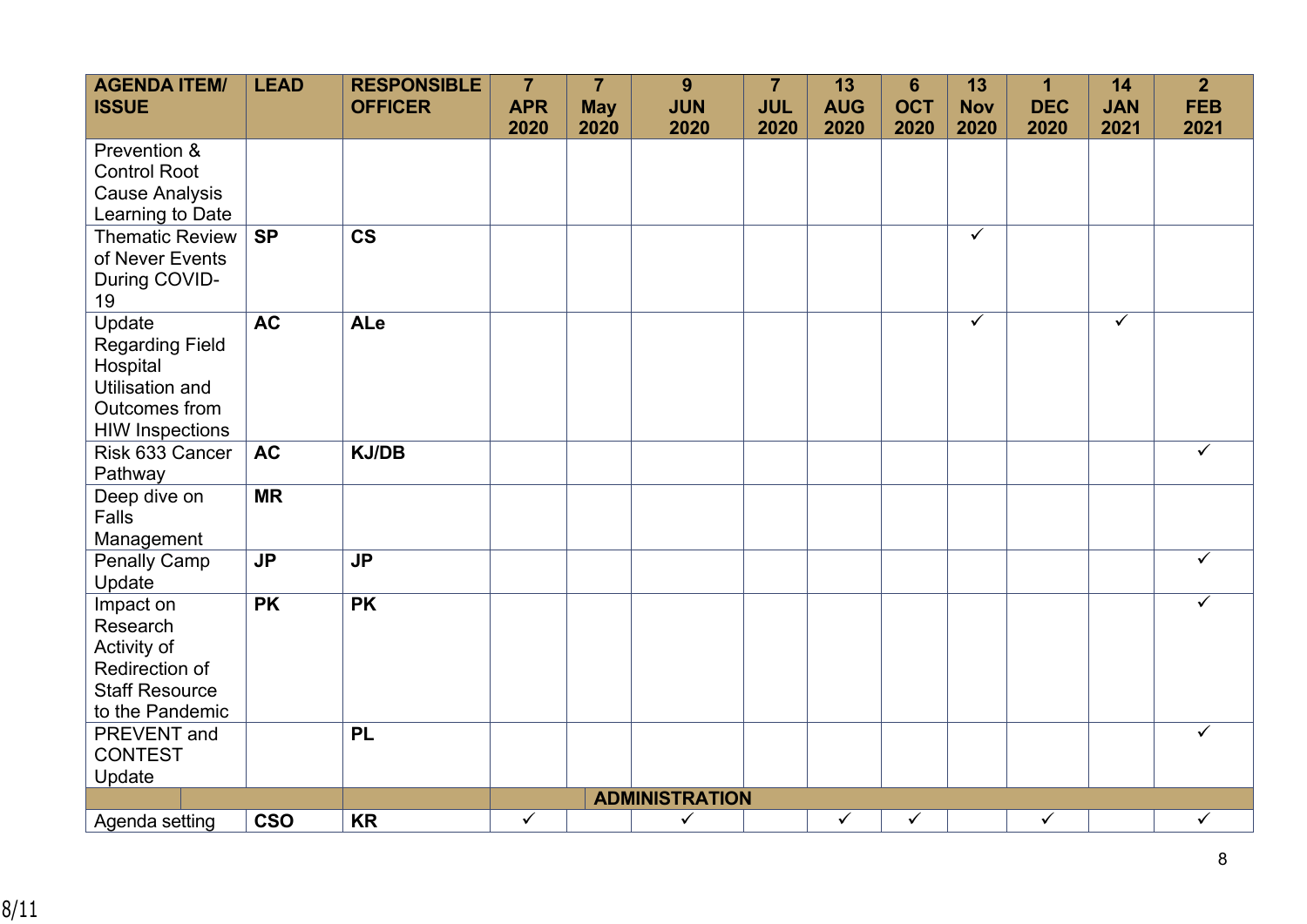| AGENDA ITEM/ ISSUE | LEAD | RESPONSIBLE OFFICER | 7 APR 2020 | 7 May 2020 | 9 JUN 2020 | 7 JUL 2020 | 13 AUG 2020 | 6 OCT 2020 | 13 Nov 2020 | 1 DEC 2020 | 14 JAN 2021 | 2 FEB 2021 |
|---|---|---|---|---|---|---|---|---|---|---|---|---|
| Prevention & Control Root Cause Analysis Learning to Date | | | | | | | | | | | | |
| Thematic Review of Never Events During COVID-19 | **SP** | **CS** | | | | | | | ✓ | | | |
| Update Regarding Field Hospital Utilisation and Outcomes from HIW Inspections | **AC** | **ALe** | | | | | | | ✓ | | ✓ | |
| Risk 633 Cancer Pathway | **AC** | **KJ/DB** | | | | | | | | | | ✓ |
| Deep dive on Falls Management | **MR** | | | | | | | | | | | |
| Penally Camp Update | **JP** | **JP** | | | | | | | | | | ✓ |
| Impact on Research Activity of Redirection of Staff Resource to the Pandemic | **PK** | **PK** | | | | | | | | | | ✓ |
| PREVENT and CONTEST Update | | **PL** | | | | | | | | | | ✓ |
| **ADMINISTRATION** | | | | | | | | | | | | |
| Agenda setting | **CSO** | **KR** | ✓ | | ✓ | | ✓ | ✓ | | ✓ | | ✓ |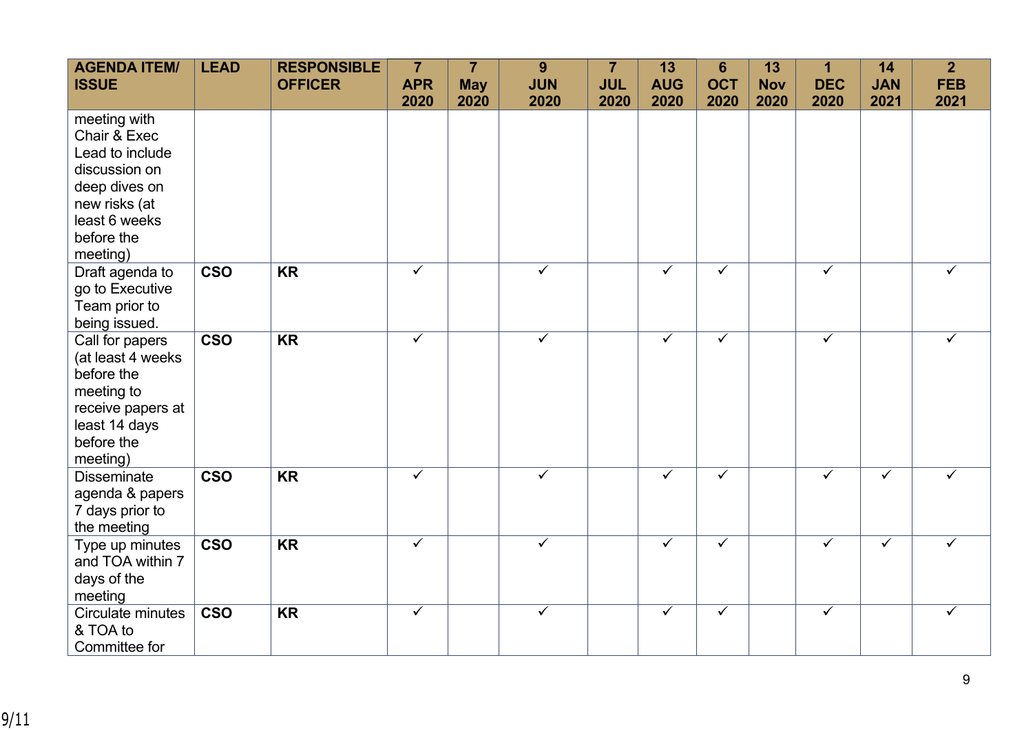| AGENDA ITEM/ ISSUE | LEAD | RESPONSIBLE OFFICER | 7 APR 2020 | 7 May 2020 | 9 JUN 2020 | 7 JUL 2020 | 13 AUG 2020 | 6 OCT 2020 | 13 Nov 2020 | 1 DEC 2020 | 14 JAN 2021 | 2 FEB 2021 |
|---|---|---|---|---|---|---|---|---|---|---|---|---|
| meeting with Chair & Exec Lead to include discussion on deep dives on new risks (at least 6 weeks before the meeting) | | | | | | | | | | | | |
| Draft agenda to go to Executive Team prior to being issued. | **CSO** | **KR** | ✓ | | ✓ | | ✓ | ✓ | | ✓ | | ✓ |
| Call for papers (at least 4 weeks before the meeting to receive papers at least 14 days before the meeting) | **CSO** | **KR** | ✓ | | ✓ | | ✓ | ✓ | | ✓ | | ✓ |
| Disseminate agenda & papers 7 days prior to the meeting | **CSO** | **KR** | ✓ | | ✓ | | ✓ | ✓ | | ✓ | ✓ | ✓ |
| Type up minutes and TOA within 7 days of the meeting | **CSO** | **KR** | ✓ | | ✓ | | ✓ | ✓ | | ✓ | ✓ | ✓ |
| Circulate minutes & TOA to Committee for | **CSO** | **KR** | ✓ | | ✓ | | ✓ | ✓ | | ✓ | | ✓ |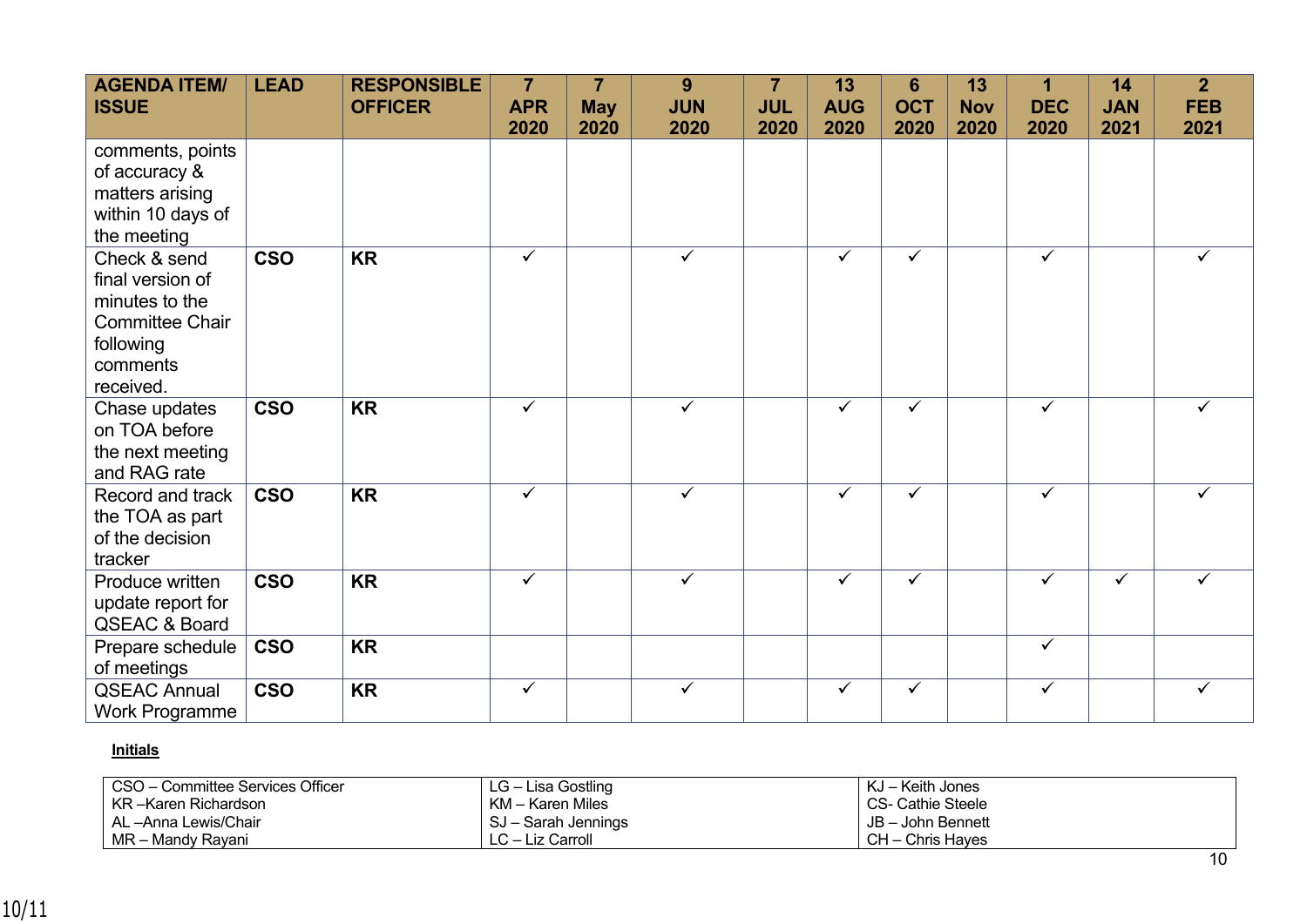| AGENDA ITEM/ ISSUE | LEAD | RESPONSIBLE OFFICER | 7 APR 2020 | 7 May 2020 | 9 JUN 2020 | 7 JUL 2020 | 13 AUG 2020 | 6 OCT 2020 | 13 Nov 2020 | 1 DEC 2020 | 14 JAN 2021 | 2 FEB 2021 |
|---|---|---|---|---|---|---|---|---|---|---|---|---|
| comments, points of accuracy & matters arising within 10 days of the meeting | | | | | | | | | | | | |
| Check & send final version of minutes to the Committee Chair following comments received. | **CSO** | **KR** | ✓ | | ✓ | | ✓ | ✓ | | ✓ | | ✓ |
| Chase updates on TOA before the next meeting and RAG rate | **CSO** | **KR** | ✓ | | ✓ | | ✓ | ✓ | | ✓ | | ✓ |
| Record and track the TOA as part of the decision tracker | **CSO** | **KR** | ✓ | | ✓ | | ✓ | ✓ | | ✓ | | ✓ |
| Produce written update report for QSEAC & Board | **CSO** | **KR** | ✓ | | ✓ | | ✓ | ✓ | | ✓ | ✓ | ✓ |
| Prepare schedule of meetings | **CSO** | **KR** | | | | | | | | ✓ | | |
| QSEAC Annual Work Programme | **CSO** | **KR** | ✓ | | ✓ | | ✓ | ✓ | | ✓ | | ✓ |

**Initials**

| | | |
|---|---|---|
| CSO – Committee Services Officer | LG – Lisa Gostling | KJ – Keith Jones |
| KR –Karen Richardson | KM – Karen Miles | CS- Cathie Steele |
| AL –Anna Lewis/Chair | SJ – Sarah Jennings | JB – John Bennett |
| MR – Mandy Rayani | LC – Liz Carroll | CH – Chris Hayes |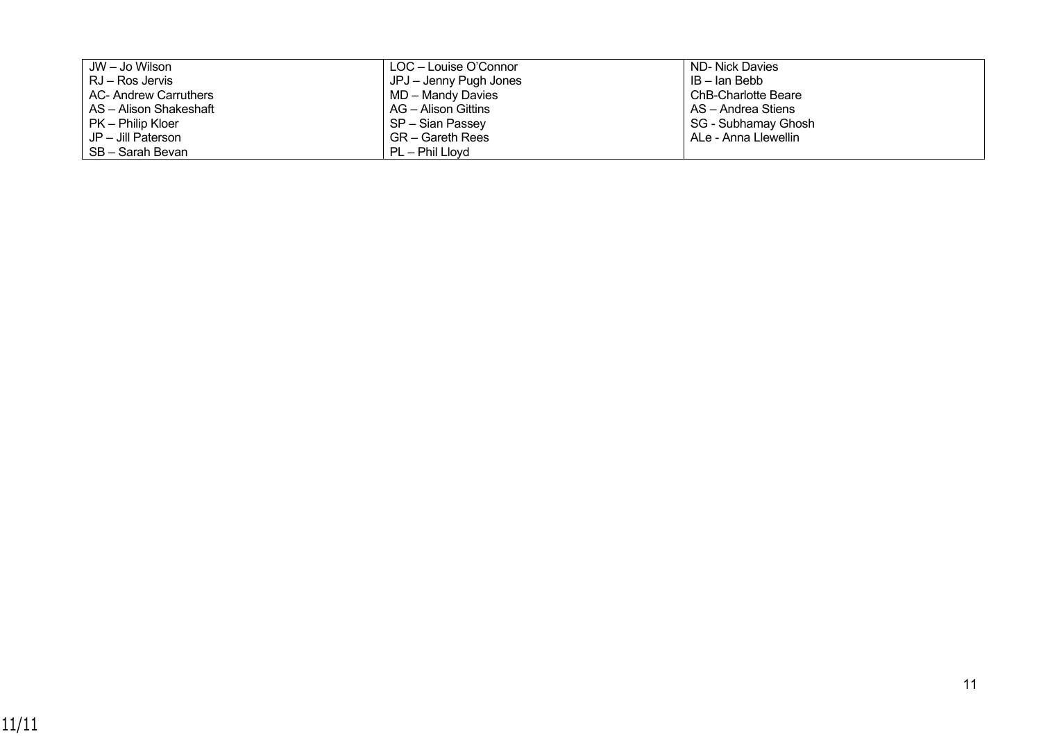| | | |
|---|---|---|
| JW – Jo Wilson | LOC – Louise O'Connor | ND- Nick Davies |
| RJ – Ros Jervis | JPJ – Jenny Pugh Jones | IB – Ian Bebb |
| AC- Andrew Carruthers | MD – Mandy Davies | ChB-Charlotte Beare |
| AS – Alison Shakeshaft | AG – Alison Gittins | AS – Andrea Stiens |
| PK – Philip Kloer | SP – Sian Passey | SG - Subhamay Ghosh |
| JP – Jill Paterson | GR – Gareth Rees | ALe - Anna Llewellin |
| SB – Sarah Bevan | PL – Phil Lloyd | |